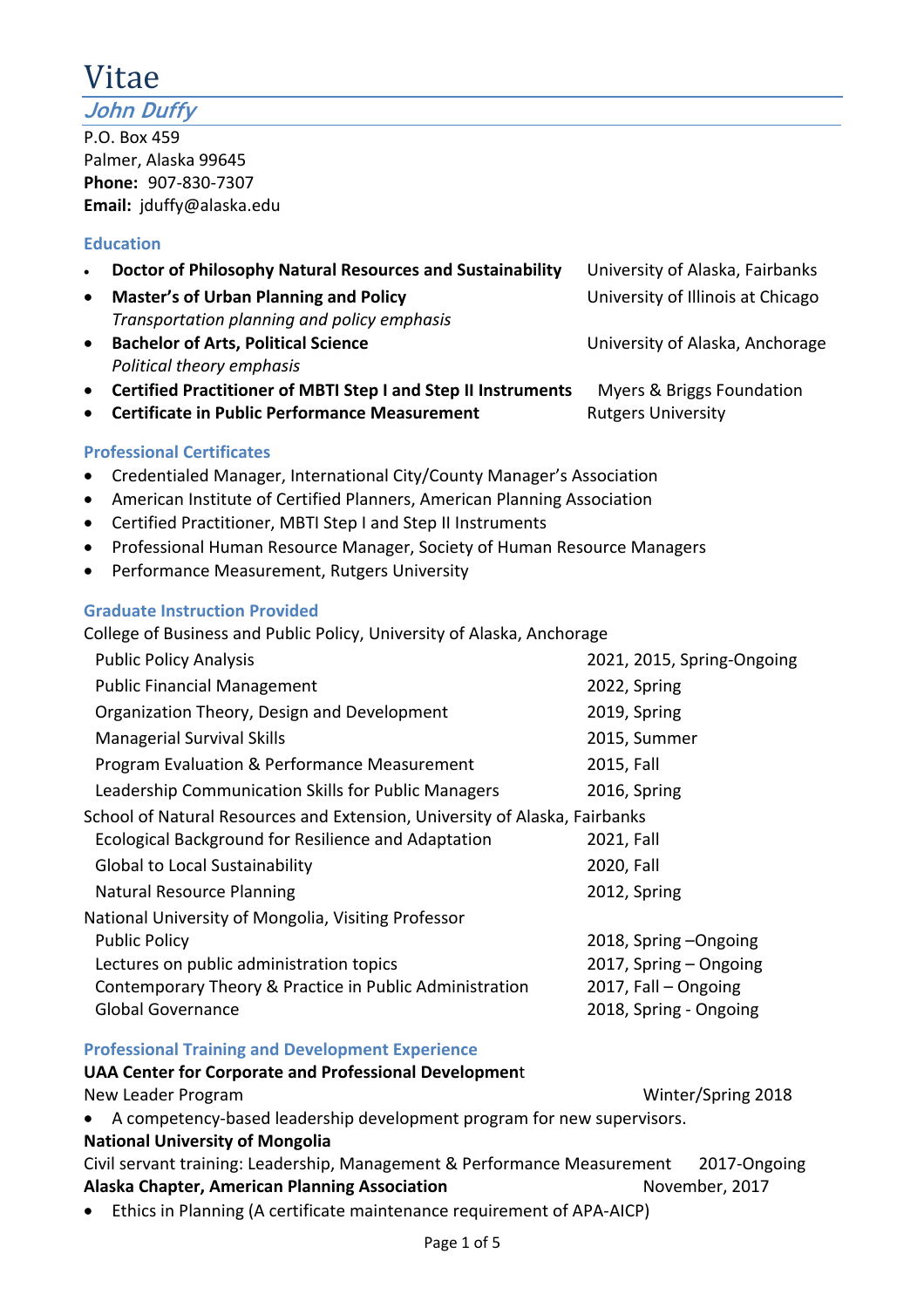# Vitae

## *John Duffy*

P.O. Box 459
Palmer, Alaska 99645
**Phone:** 907-830-7307
**Email:** jduffy@alaska.edu

### Education

- **Doctor of Philosophy Natural Resources and Sustainability** — University of Alaska, Fairbanks
- **Master's of Urban Planning and Policy** — University of Illinois at Chicago
  *Transportation planning and policy emphasis*
- **Bachelor of Arts, Political Science** — University of Alaska, Anchorage
  *Political theory emphasis*
- **Certified Practitioner of MBTI Step I and Step II Instruments** — Myers & Briggs Foundation
- **Certificate in Public Performance Measurement** — Rutgers University

### Professional Certificates

- Credentialed Manager, International City/County Manager's Association
- American Institute of Certified Planners, American Planning Association
- Certified Practitioner, MBTI Step I and Step II Instruments
- Professional Human Resource Manager, Society of Human Resource Managers
- Performance Measurement, Rutgers University

### Graduate Instruction Provided

College of Business and Public Policy, University of Alaska, Anchorage

| Course | Term |
|---|---|
| Public Policy Analysis | 2021, 2015, Spring-Ongoing |
| Public Financial Management | 2022, Spring |
| Organization Theory, Design and Development | 2019, Spring |
| Managerial Survival Skills | 2015, Summer |
| Program Evaluation & Performance Measurement | 2015, Fall |
| Leadership Communication Skills for Public Managers | 2016, Spring |

School of Natural Resources and Extension, University of Alaska, Fairbanks

| Course | Term |
|---|---|
| Ecological Background for Resilience and Adaptation | 2021, Fall |
| Global to Local Sustainability | 2020, Fall |
| Natural Resource Planning | 2012, Spring |

National University of Mongolia, Visiting Professor

| Course | Term |
|---|---|
| Public Policy | 2018, Spring –Ongoing |
| Lectures on public administration topics | 2017, Spring – Ongoing |
| Contemporary Theory & Practice in Public Administration | 2017, Fall – Ongoing |
| Global Governance | 2018, Spring - Ongoing |

### Professional Training and Development Experience

**UAA Center for Corporate and Professional Development**

New Leader Program — Winter/Spring 2018

- A competency-based leadership development program for new supervisors.

**National University of Mongolia**

Civil servant training: Leadership, Management & Performance Measurement — 2017-Ongoing

**Alaska Chapter, American Planning Association** — November, 2017

- Ethics in Planning (A certificate maintenance requirement of APA-AICP)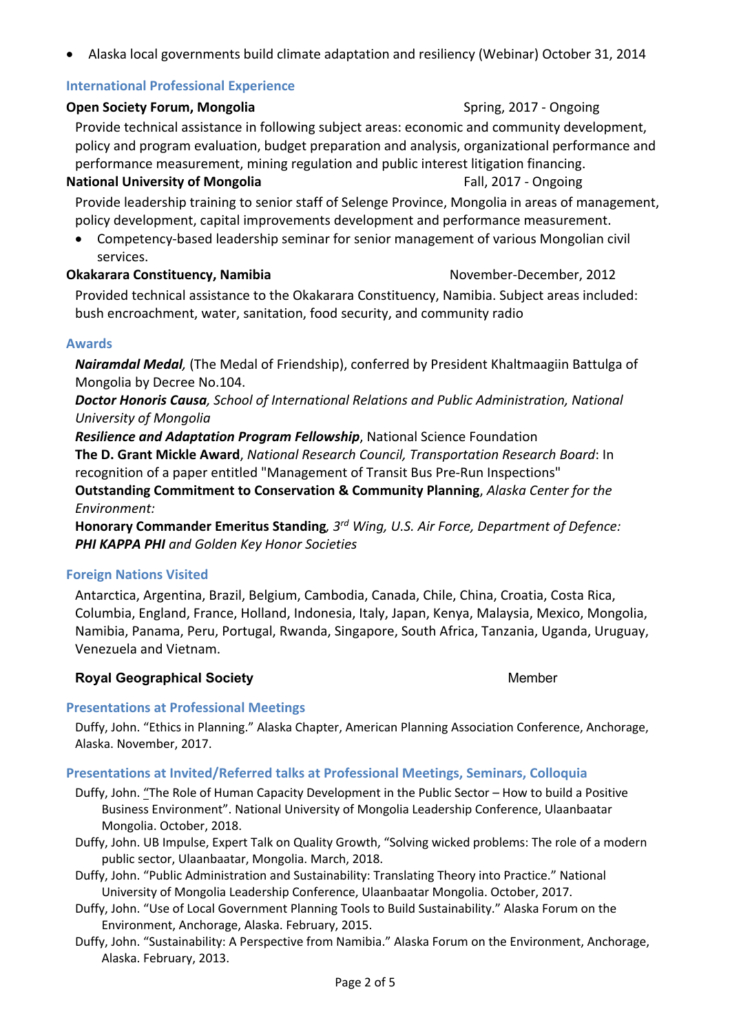- Alaska local governments build climate adaptation and resiliency (Webinar) October 31, 2014

## International Professional Experience

**Open Society Forum, Mongolia** Spring, 2017 - Ongoing

Provide technical assistance in following subject areas: economic and community development, policy and program evaluation, budget preparation and analysis, organizational performance and performance measurement, mining regulation and public interest litigation financing.

**National University of Mongolia** Fall, 2017 - Ongoing

Provide leadership training to senior staff of Selenge Province, Mongolia in areas of management, policy development, capital improvements development and performance measurement.

- Competency-based leadership seminar for senior management of various Mongolian civil services.

**Okakarara Constituency, Namibia** November-December, 2012

Provided technical assistance to the Okakarara Constituency, Namibia. Subject areas included: bush encroachment, water, sanitation, food security, and community radio

## Awards

***Nairamdal Medal***, (The Medal of Friendship), conferred by President Khaltmaagiin Battulga of Mongolia by Decree No.104.

***Doctor Honoris Causa***, *School of International Relations and Public Administration, National University of Mongolia*

***Resilience and Adaptation Program Fellowship***, National Science Foundation

**The D. Grant Mickle Award**, *National Research Council, Transportation Research Board*: In recognition of a paper entitled "Management of Transit Bus Pre-Run Inspections"

**Outstanding Commitment to Conservation & Community Planning**, *Alaska Center for the Environment:*

**Honorary Commander Emeritus Standing***, 3rd Wing, U.S. Air Force, Department of Defence:*

***PHI KAPPA PHI** and Golden Key Honor Societies*

## Foreign Nations Visited

Antarctica, Argentina, Brazil, Belgium, Cambodia, Canada, Chile, China, Croatia, Costa Rica, Columbia, England, France, Holland, Indonesia, Italy, Japan, Kenya, Malaysia, Mexico, Mongolia, Namibia, Panama, Peru, Portugal, Rwanda, Singapore, South Africa, Tanzania, Uganda, Uruguay, Venezuela and Vietnam.

**Royal Geographical Society** Member

## Presentations at Professional Meetings

Duffy, John. "Ethics in Planning." Alaska Chapter, American Planning Association Conference, Anchorage, Alaska. November, 2017.

## Presentations at Invited/Referred talks at Professional Meetings, Seminars, Colloquia

Duffy, John. "The Role of Human Capacity Development in the Public Sector – How to build a Positive Business Environment". National University of Mongolia Leadership Conference, Ulaanbaatar Mongolia. October, 2018.

Duffy, John. UB Impulse, Expert Talk on Quality Growth, "Solving wicked problems: The role of a modern public sector, Ulaanbaatar, Mongolia. March, 2018.

Duffy, John. "Public Administration and Sustainability: Translating Theory into Practice." National University of Mongolia Leadership Conference, Ulaanbaatar Mongolia. October, 2017.

Duffy, John. "Use of Local Government Planning Tools to Build Sustainability." Alaska Forum on the Environment, Anchorage, Alaska. February, 2015.

Duffy, John. "Sustainability: A Perspective from Namibia." Alaska Forum on the Environment, Anchorage, Alaska. February, 2013.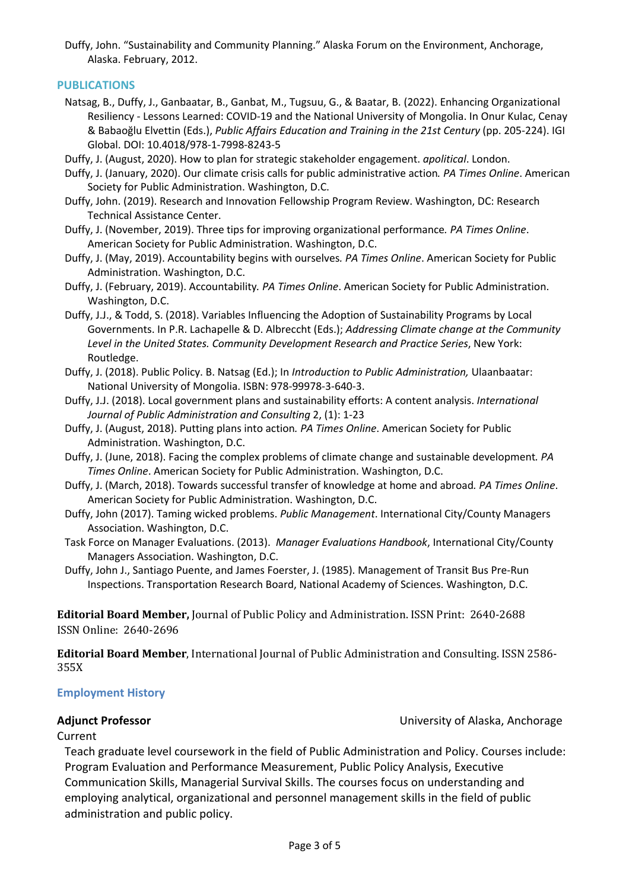Duffy, John. "Sustainability and Community Planning." Alaska Forum on the Environment, Anchorage, Alaska. February, 2012.

## PUBLICATIONS

Natsag, B., Duffy, J., Ganbaatar, B., Ganbat, M., Tugsuu, G., & Baatar, B. (2022). Enhancing Organizational Resiliency - Lessons Learned: COVID-19 and the National University of Mongolia. In Onur Kulac, Cenay & Babaoğlu Elvettin (Eds.), *Public Affairs Education and Training in the 21st Century* (pp. 205-224). IGI Global. DOI: 10.4018/978-1-7998-8243-5

Duffy, J. (August, 2020). How to plan for strategic stakeholder engagement. *apolitical*. London.

Duffy, J. (January, 2020). Our climate crisis calls for public administrative action*. PA Times Online*. American Society for Public Administration. Washington, D.C.

Duffy, John. (2019). Research and Innovation Fellowship Program Review. Washington, DC: Research Technical Assistance Center.

Duffy, J. (November, 2019). Three tips for improving organizational performance*. PA Times Online*. American Society for Public Administration. Washington, D.C.

Duffy, J. (May, 2019). Accountability begins with ourselves*. PA Times Online*. American Society for Public Administration. Washington, D.C.

Duffy, J. (February, 2019). Accountability*. PA Times Online*. American Society for Public Administration. Washington, D.C.

Duffy, J.J., & Todd, S. (2018). Variables Influencing the Adoption of Sustainability Programs by Local Governments. In P.R. Lachapelle & D. Albreccht (Eds.); *Addressing Climate change at the Community Level in the United States. Community Development Research and Practice Series*, New York: Routledge.

Duffy, J. (2018). Public Policy. B. Natsag (Ed.); In *Introduction to Public Administration,* Ulaanbaatar: National University of Mongolia. ISBN: 978-99978-3-640-3.

Duffy, J.J. (2018). Local government plans and sustainability efforts: A content analysis. *International Journal of Public Administration and Consulting* 2, (1): 1-23

Duffy, J. (August, 2018). Putting plans into action*. PA Times Online*. American Society for Public Administration. Washington, D.C.

Duffy, J. (June, 2018). Facing the complex problems of climate change and sustainable development*. PA Times Online*. American Society for Public Administration. Washington, D.C.

Duffy, J. (March, 2018). Towards successful transfer of knowledge at home and abroad*. PA Times Online*. American Society for Public Administration. Washington, D.C.

Duffy, John (2017). Taming wicked problems. *Public Management*. International City/County Managers Association. Washington, D.C.

Task Force on Manager Evaluations. (2013). *Manager Evaluations Handbook*, International City/County Managers Association. Washington, D.C.

Duffy, John J., Santiago Puente, and James Foerster, J. (1985). Management of Transit Bus Pre-Run Inspections. Transportation Research Board, National Academy of Sciences. Washington, D.C.

**Editorial Board Member,** Journal of Public Policy and Administration. ISSN Print: 2640-2688 ISSN Online: 2640-2696

**Editorial Board Member**, International Journal of Public Administration and Consulting. ISSN 2586-355X

## Employment History

**Adjunct Professor** — University of Alaska, Anchorage

Current

Teach graduate level coursework in the field of Public Administration and Policy. Courses include: Program Evaluation and Performance Measurement, Public Policy Analysis, Executive Communication Skills, Managerial Survival Skills. The courses focus on understanding and employing analytical, organizational and personnel management skills in the field of public administration and public policy.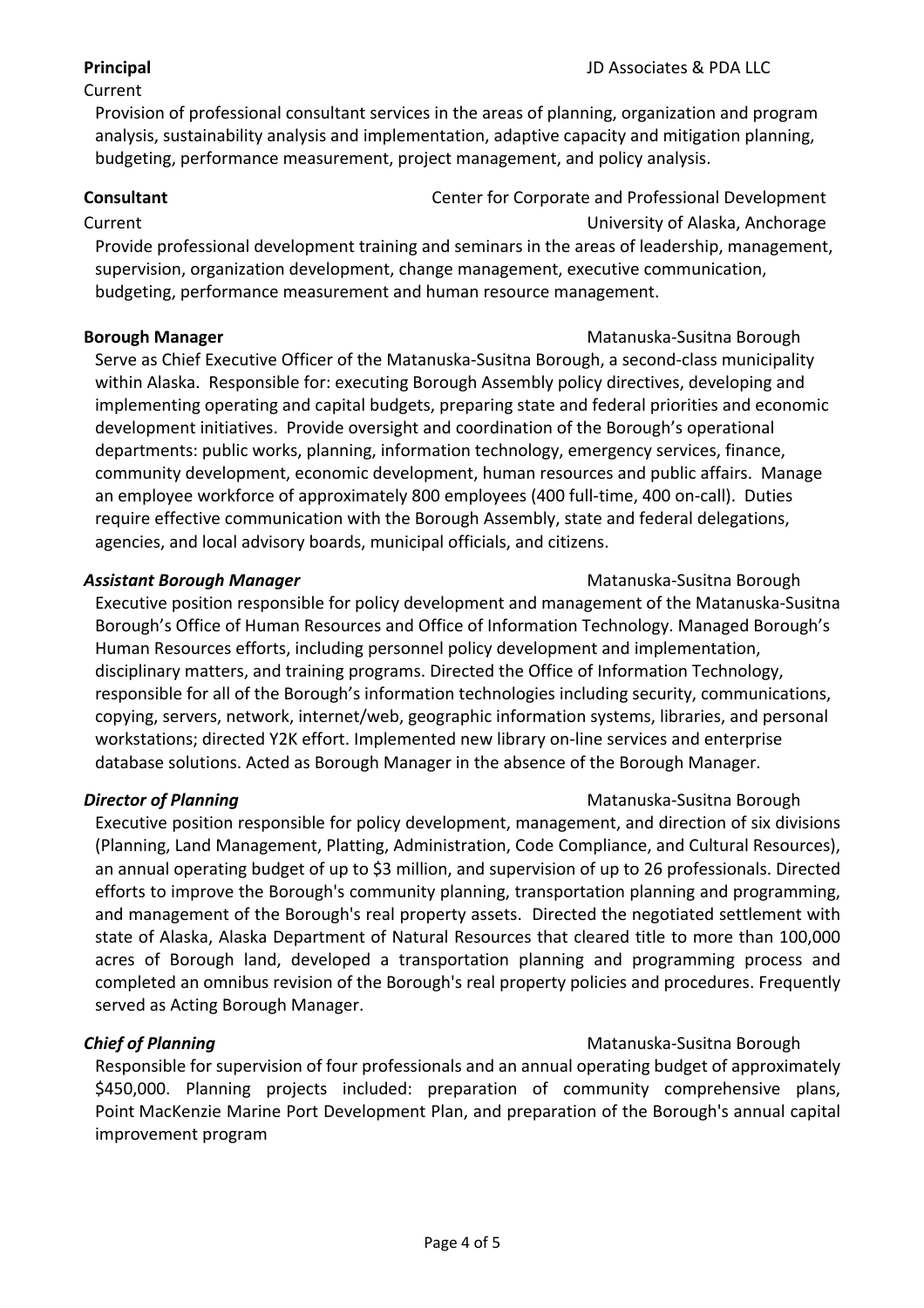**Principal** — JD Associates & PDA LLC

Current

Provision of professional consultant services in the areas of planning, organization and program analysis, sustainability analysis and implementation, adaptive capacity and mitigation planning, budgeting, performance measurement, project management, and policy analysis.

**Consultant** — Center for Corporate and Professional Development

Current — University of Alaska, Anchorage

Provide professional development training and seminars in the areas of leadership, management, supervision, organization development, change management, executive communication, budgeting, performance measurement and human resource management.

**Borough Manager** — Matanuska-Susitna Borough

Serve as Chief Executive Officer of the Matanuska-Susitna Borough, a second-class municipality within Alaska. Responsible for: executing Borough Assembly policy directives, developing and implementing operating and capital budgets, preparing state and federal priorities and economic development initiatives. Provide oversight and coordination of the Borough's operational departments: public works, planning, information technology, emergency services, finance, community development, economic development, human resources and public affairs. Manage an employee workforce of approximately 800 employees (400 full-time, 400 on-call). Duties require effective communication with the Borough Assembly, state and federal delegations, agencies, and local advisory boards, municipal officials, and citizens.

***Assistant Borough Manager*** — Matanuska-Susitna Borough

Executive position responsible for policy development and management of the Matanuska-Susitna Borough's Office of Human Resources and Office of Information Technology. Managed Borough's Human Resources efforts, including personnel policy development and implementation, disciplinary matters, and training programs. Directed the Office of Information Technology, responsible for all of the Borough's information technologies including security, communications, copying, servers, network, internet/web, geographic information systems, libraries, and personal workstations; directed Y2K effort. Implemented new library on-line services and enterprise database solutions. Acted as Borough Manager in the absence of the Borough Manager.

***Director of Planning*** — Matanuska-Susitna Borough

Executive position responsible for policy development, management, and direction of six divisions (Planning, Land Management, Platting, Administration, Code Compliance, and Cultural Resources), an annual operating budget of up to $3 million, and supervision of up to 26 professionals. Directed efforts to improve the Borough's community planning, transportation planning and programming, and management of the Borough's real property assets. Directed the negotiated settlement with state of Alaska, Alaska Department of Natural Resources that cleared title to more than 100,000 acres of Borough land, developed a transportation planning and programming process and completed an omnibus revision of the Borough's real property policies and procedures. Frequently served as Acting Borough Manager.

***Chief of Planning*** — Matanuska-Susitna Borough

Responsible for supervision of four professionals and an annual operating budget of approximately $450,000. Planning projects included: preparation of community comprehensive plans, Point MacKenzie Marine Port Development Plan, and preparation of the Borough's annual capital improvement program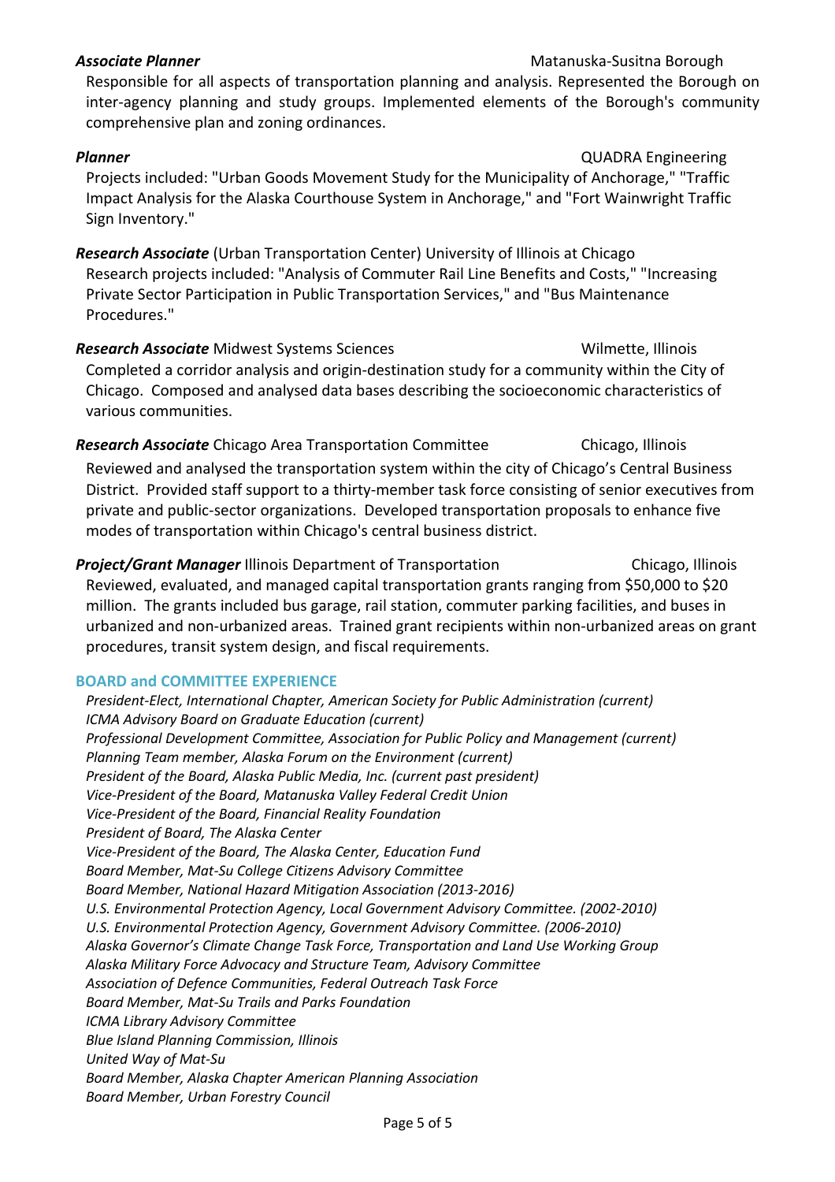***Associate Planner*** Matanuska-Susitna Borough

Responsible for all aspects of transportation planning and analysis. Represented the Borough on inter-agency planning and study groups. Implemented elements of the Borough's community comprehensive plan and zoning ordinances.

***Planner*** QUADRA Engineering

Projects included: "Urban Goods Movement Study for the Municipality of Anchorage," "Traffic Impact Analysis for the Alaska Courthouse System in Anchorage," and "Fort Wainwright Traffic Sign Inventory."

***Research Associate*** (Urban Transportation Center) University of Illinois at Chicago

Research projects included: "Analysis of Commuter Rail Line Benefits and Costs," "Increasing Private Sector Participation in Public Transportation Services," and "Bus Maintenance Procedures."

***Research Associate*** Midwest Systems Sciences Wilmette, Illinois

Completed a corridor analysis and origin-destination study for a community within the City of Chicago. Composed and analysed data bases describing the socioeconomic characteristics of various communities.

***Research Associate*** Chicago Area Transportation Committee Chicago, Illinois

Reviewed and analysed the transportation system within the city of Chicago's Central Business District. Provided staff support to a thirty-member task force consisting of senior executives from private and public-sector organizations. Developed transportation proposals to enhance five modes of transportation within Chicago's central business district.

***Project/Grant Manager*** Illinois Department of Transportation Chicago, Illinois

Reviewed, evaluated, and managed capital transportation grants ranging from $50,000 to $20 million. The grants included bus garage, rail station, commuter parking facilities, and buses in urbanized and non-urbanized areas. Trained grant recipients within non-urbanized areas on grant procedures, transit system design, and fiscal requirements.

## BOARD and COMMITTEE EXPERIENCE

*President-Elect, International Chapter, American Society for Public Administration (current)*
*ICMA Advisory Board on Graduate Education (current)*
*Professional Development Committee, Association for Public Policy and Management (current)*
*Planning Team member, Alaska Forum on the Environment (current)*
*President of the Board, Alaska Public Media, Inc. (current past president)*
*Vice-President of the Board, Matanuska Valley Federal Credit Union*
*Vice-President of the Board, Financial Reality Foundation*
*President of Board, The Alaska Center*
*Vice-President of the Board, The Alaska Center, Education Fund*
*Board Member, Mat-Su College Citizens Advisory Committee*
*Board Member, National Hazard Mitigation Association (2013-2016)*
*U.S. Environmental Protection Agency, Local Government Advisory Committee. (2002-2010)*
*U.S. Environmental Protection Agency, Government Advisory Committee. (2006-2010)*
*Alaska Governor's Climate Change Task Force, Transportation and Land Use Working Group*
*Alaska Military Force Advocacy and Structure Team, Advisory Committee*
*Association of Defence Communities, Federal Outreach Task Force*
*Board Member, Mat-Su Trails and Parks Foundation*
*ICMA Library Advisory Committee*
*Blue Island Planning Commission, Illinois*
*United Way of Mat-Su*
*Board Member, Alaska Chapter American Planning Association*
*Board Member, Urban Forestry Council*